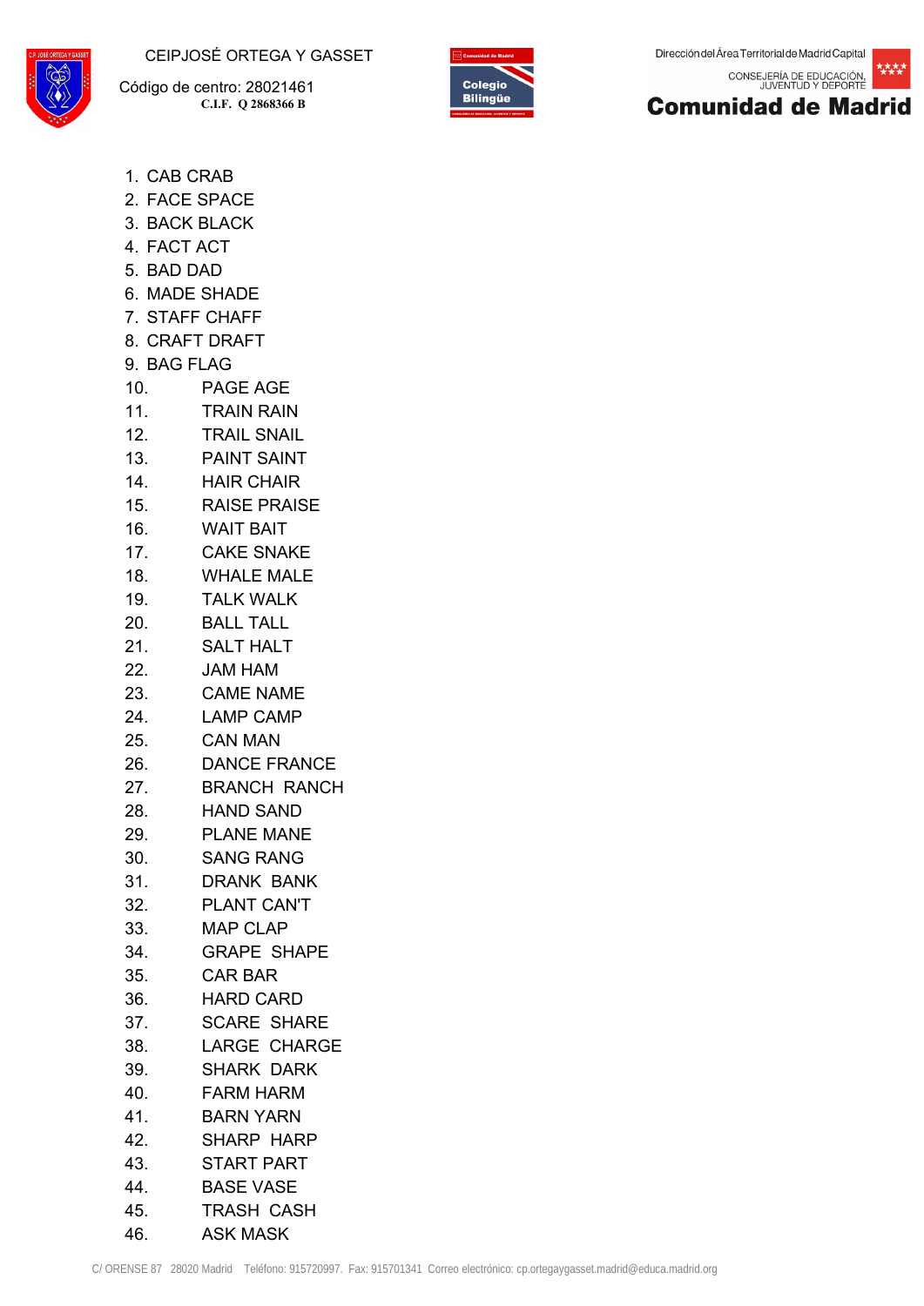CEIPJOSÉ ORTEGA Y GASSET

Código de centro: 28021461

C.I.F. Q 2868366 B

Dirección del Área Territorial de Madrid Capital

CONSEJERÍA DE EDUCACIÓN, JUVENTUD Y DEPORTE

Comunidad de Madrid

1. CAB CRAB
2. FACE SPACE
3. BACK BLACK
4. FACT ACT
5. BAD DAD
6. MADE SHADE
7. STAFF CHAFF
8. CRAFT DRAFT
9. BAG FLAG
10. PAGE AGE
11. TRAIN RAIN
12. TRAIL SNAIL
13. PAINT SAINT
14. HAIR CHAIR
15. RAISE PRAISE
16. WAIT BAIT
17. CAKE SNAKE
18. WHALE MALE
19. TALK WALK
20. BALL TALL
21. SALT HALT
22. JAM HAM
23. CAME NAME
24. LAMP CAMP
25. CAN MAN
26. DANCE FRANCE
27. BRANCH RANCH
28. HAND SAND
29. PLANE MANE
30. SANG RANG
31. DRANK BANK
32. PLANT CAN'T
33. MAP CLAP
34. GRAPE SHAPE
35. CAR BAR
36. HARD CARD
37. SCARE SHARE
38. LARGE CHARGE
39. SHARK DARK
40. FARM HARM
41. BARN YARN
42. SHARP HARP
43. START PART
44. BASE VASE
45. TRASH CASH
46. ASK MASK

C/ ORENSE 87 28020 Madrid Teléfono: 915720997. Fax: 915701341 Correo electrónico: cp.ortegaygasset.madrid@educa.madrid.org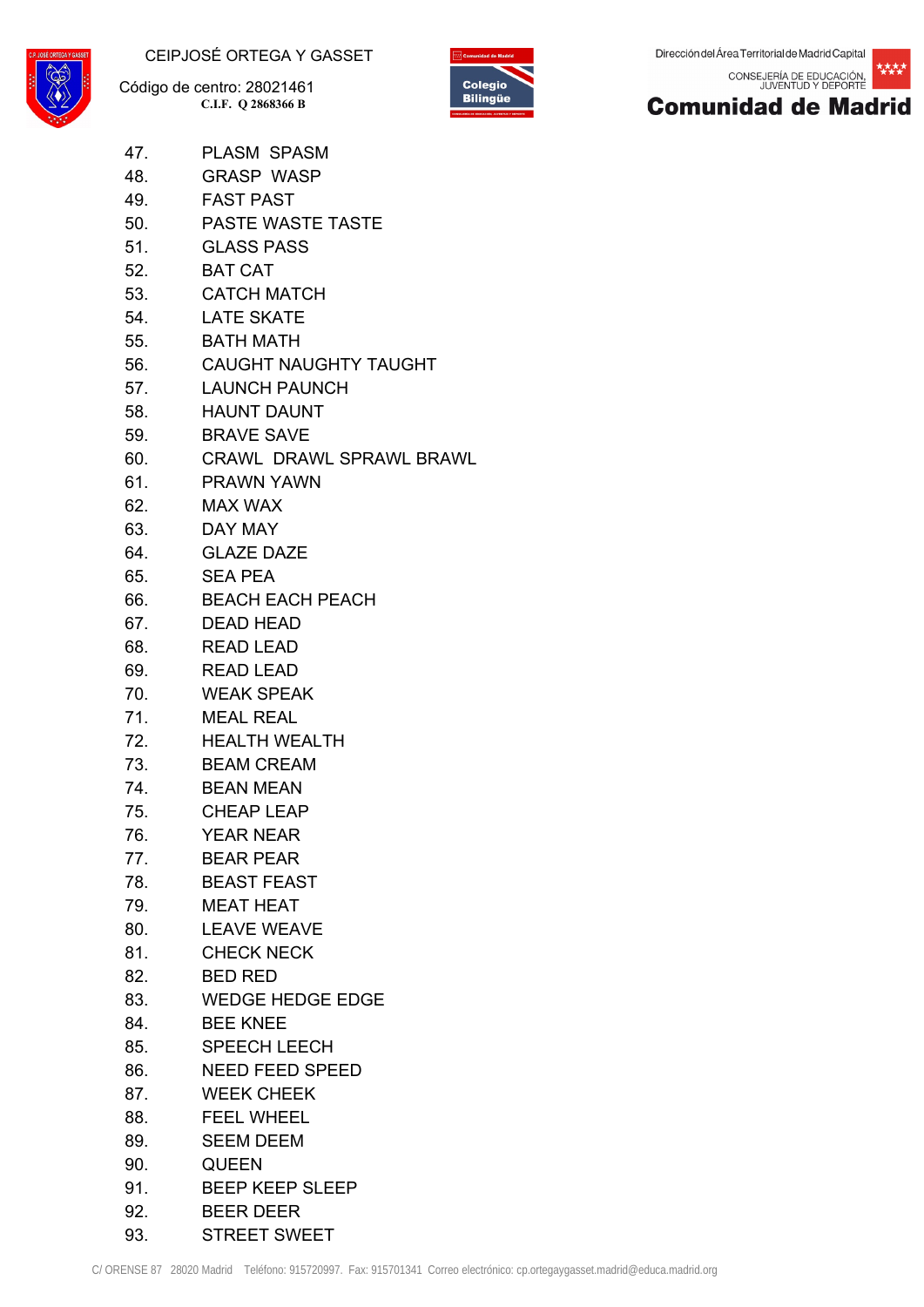47. PLASM SPASM
48. GRASP WASP
49. FAST PAST
50. PASTE WASTE TASTE
51. GLASS PASS
52. BAT CAT
53. CATCH MATCH
54. LATE SKATE
55. BATH MATH
56. CAUGHT NAUGHTY TAUGHT
57. LAUNCH PAUNCH
58. HAUNT DAUNT
59. BRAVE SAVE
60. CRAWL DRAWL SPRAWL BRAWL
61. PRAWN YAWN
62. MAX WAX
63. DAY MAY
64. GLAZE DAZE
65. SEA PEA
66. BEACH EACH PEACH
67. DEAD HEAD
68. READ LEAD
69. READ LEAD
70. WEAK SPEAK
71. MEAL REAL
72. HEALTH WEALTH
73. BEAM CREAM
74. BEAN MEAN
75. CHEAP LEAP
76. YEAR NEAR
77. BEAR PEAR
78. BEAST FEAST
79. MEAT HEAT
80. LEAVE WEAVE
81. CHECK NECK
82. BED RED
83. WEDGE HEDGE EDGE
84. BEE KNEE
85. SPEECH LEECH
86. NEED FEED SPEED
87. WEEK CHEEK
88. FEEL WHEEL
89. SEEM DEEM
90. QUEEN
91. BEEP KEEP SLEEP
92. BEER DEER
93. STREET SWEET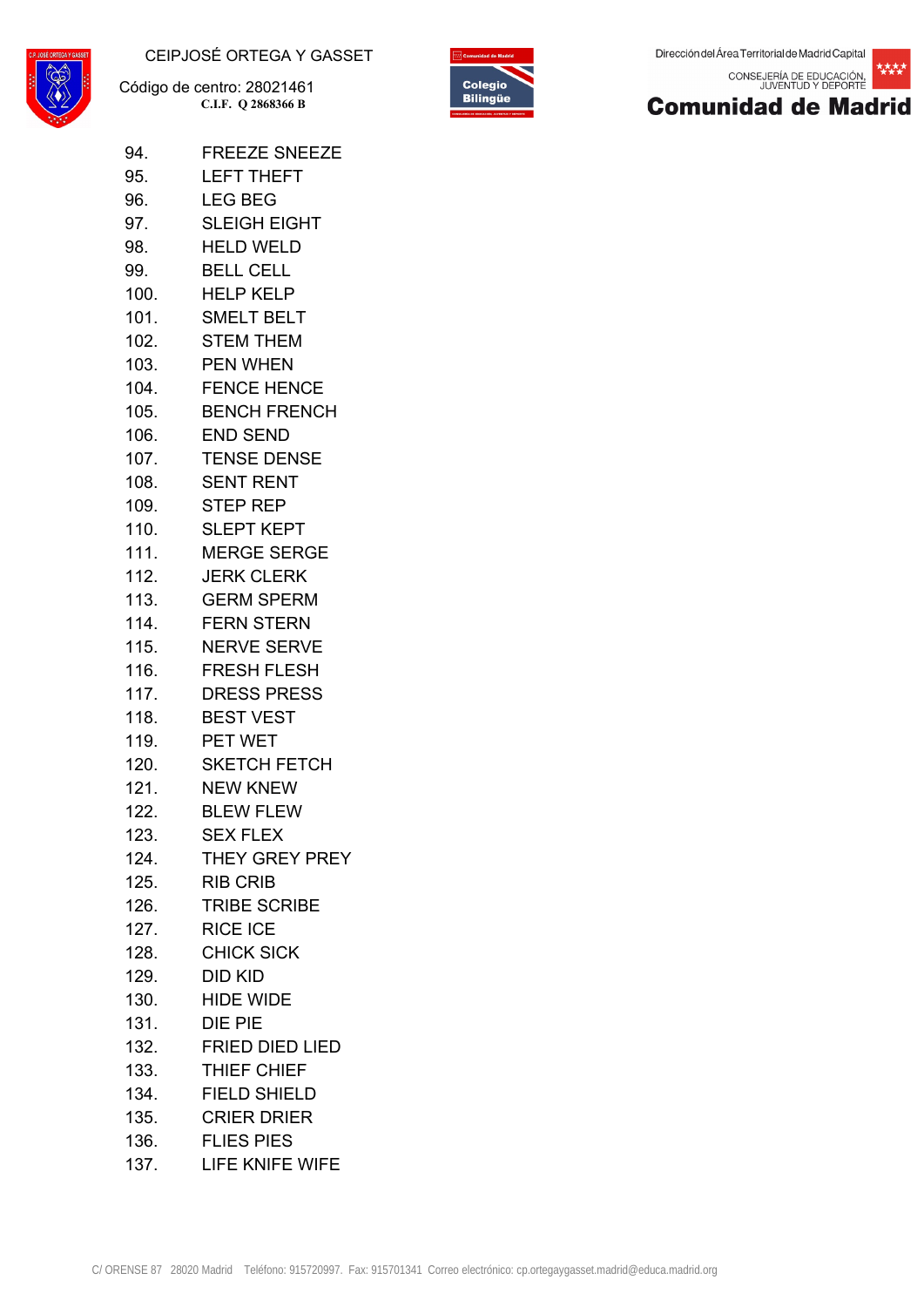94. FREEZE SNEEZE
95. LEFT THEFT
96. LEG BEG
97. SLEIGH EIGHT
98. HELD WELD
99. BELL CELL
100. HELP KELP
101. SMELT BELT
102. STEM THEM
103. PEN WHEN
104. FENCE HENCE
105. BENCH FRENCH
106. END SEND
107. TENSE DENSE
108. SENT RENT
109. STEP REP
110. SLEPT KEPT
111. MERGE SERGE
112. JERK CLERK
113. GERM SPERM
114. FERN STERN
115. NERVE SERVE
116. FRESH FLESH
117. DRESS PRESS
118. BEST VEST
119. PET WET
120. SKETCH FETCH
121. NEW KNEW
122. BLEW FLEW
123. SEX FLEX
124. THEY GREY PREY
125. RIB CRIB
126. TRIBE SCRIBE
127. RICE ICE
128. CHICK SICK
129. DID KID
130. HIDE WIDE
131. DIE PIE
132. FRIED DIED LIED
133. THIEF CHIEF
134. FIELD SHIELD
135. CRIER DRIER
136. FLIES PIES
137. LIFE KNIFE WIFE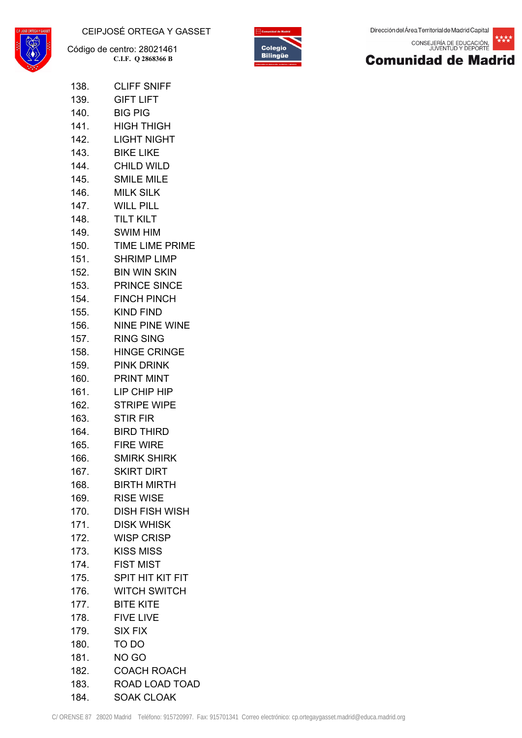138. CLIFF SNIFF
139. GIFT LIFT
140. BIG PIG
141. HIGH THIGH
142. LIGHT NIGHT
143. BIKE LIKE
144. CHILD WILD
145. SMILE MILE
146. MILK SILK
147. WILL PILL
148. TILT KILT
149. SWIM HIM
150. TIME LIME PRIME
151. SHRIMP LIMP
152. BIN WIN SKIN
153. PRINCE SINCE
154. FINCH PINCH
155. KIND FIND
156. NINE PINE WINE
157. RING SING
158. HINGE CRINGE
159. PINK DRINK
160. PRINT MINT
161. LIP CHIP HIP
162. STRIPE WIPE
163. STIR FIR
164. BIRD THIRD
165. FIRE WIRE
166. SMIRK SHIRK
167. SKIRT DIRT
168. BIRTH MIRTH
169. RISE WISE
170. DISH FISH WISH
171. DISK WHISK
172. WISP CRISP
173. KISS MISS
174. FIST MIST
175. SPIT HIT KIT FIT
176. WITCH SWITCH
177. BITE KITE
178. FIVE LIVE
179. SIX FIX
180. TO DO
181. NO GO
182. COACH ROACH
183. ROAD LOAD TOAD
184. SOAK CLOAK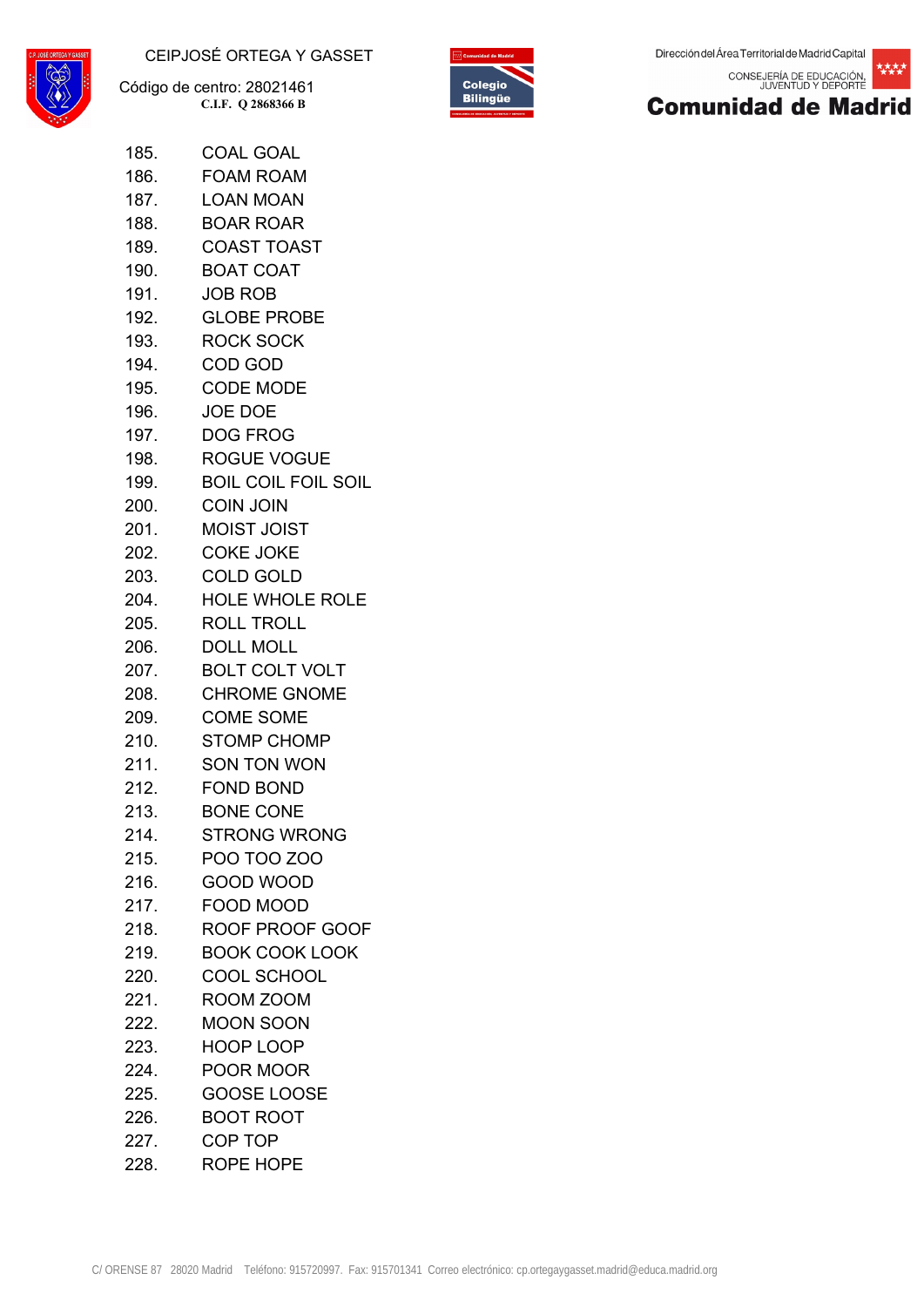185. COAL GOAL
186. FOAM ROAM
187. LOAN MOAN
188. BOAR ROAR
189. COAST TOAST
190. BOAT COAT
191. JOB ROB
192. GLOBE PROBE
193. ROCK SOCK
194. COD GOD
195. CODE MODE
196. JOE DOE
197. DOG FROG
198. ROGUE VOGUE
199. BOIL COIL FOIL SOIL
200. COIN JOIN
201. MOIST JOIST
202. COKE JOKE
203. COLD GOLD
204. HOLE WHOLE ROLE
205. ROLL TROLL
206. DOLL MOLL
207. BOLT COLT VOLT
208. CHROME GNOME
209. COME SOME
210. STOMP CHOMP
211. SON TON WON
212. FOND BOND
213. BONE CONE
214. STRONG WRONG
215. POO TOO ZOO
216. GOOD WOOD
217. FOOD MOOD
218. ROOF PROOF GOOF
219. BOOK COOK LOOK
220. COOL SCHOOL
221. ROOM ZOOM
222. MOON SOON
223. HOOP LOOP
224. POOR MOOR
225. GOOSE LOOSE
226. BOOT ROOT
227. COP TOP
228. ROPE HOPE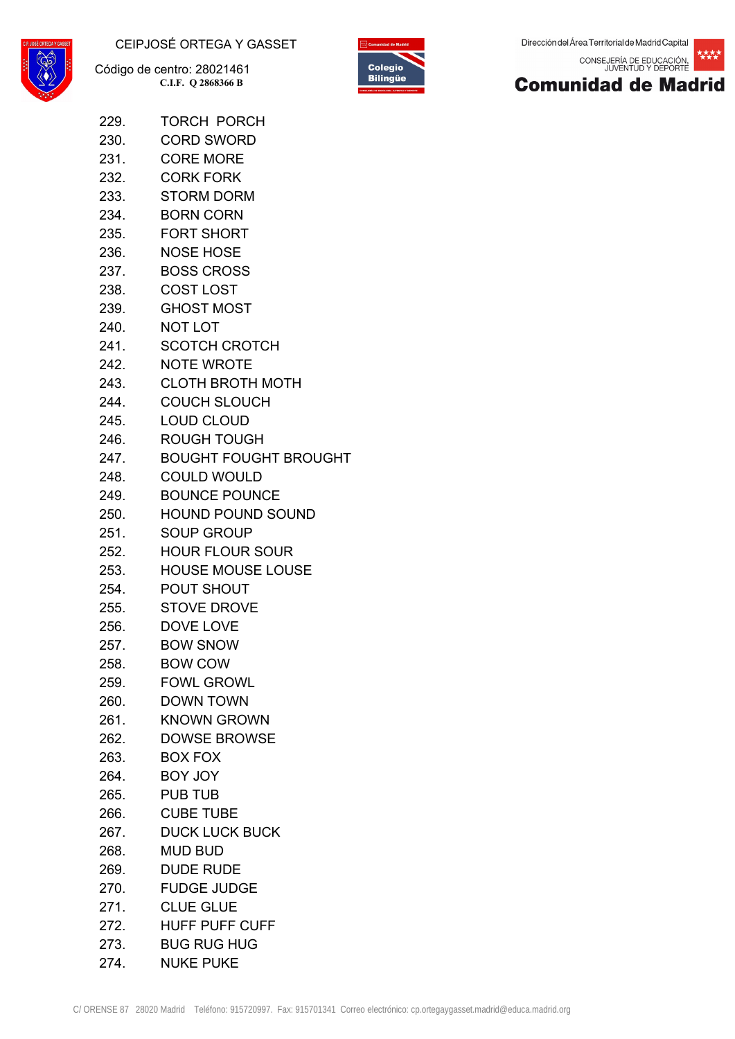229. TORCH PORCH
230. CORD SWORD
231. CORE MORE
232. CORK FORK
233. STORM DORM
234. BORN CORN
235. FORT SHORT
236. NOSE HOSE
237. BOSS CROSS
238. COST LOST
239. GHOST MOST
240. NOT LOT
241. SCOTCH CROTCH
242. NOTE WROTE
243. CLOTH BROTH MOTH
244. COUCH SLOUCH
245. LOUD CLOUD
246. ROUGH TOUGH
247. BOUGHT FOUGHT BROUGHT
248. COULD WOULD
249. BOUNCE POUNCE
250. HOUND POUND SOUND
251. SOUP GROUP
252. HOUR FLOUR SOUR
253. HOUSE MOUSE LOUSE
254. POUT SHOUT
255. STOVE DROVE
256. DOVE LOVE
257. BOW SNOW
258. BOW COW
259. FOWL GROWL
260. DOWN TOWN
261. KNOWN GROWN
262. DOWSE BROWSE
263. BOX FOX
264. BOY JOY
265. PUB TUB
266. CUBE TUBE
267. DUCK LUCK BUCK
268. MUD BUD
269. DUDE RUDE
270. FUDGE JUDGE
271. CLUE GLUE
272. HUFF PUFF CUFF
273. BUG RUG HUG
274. NUKE PUKE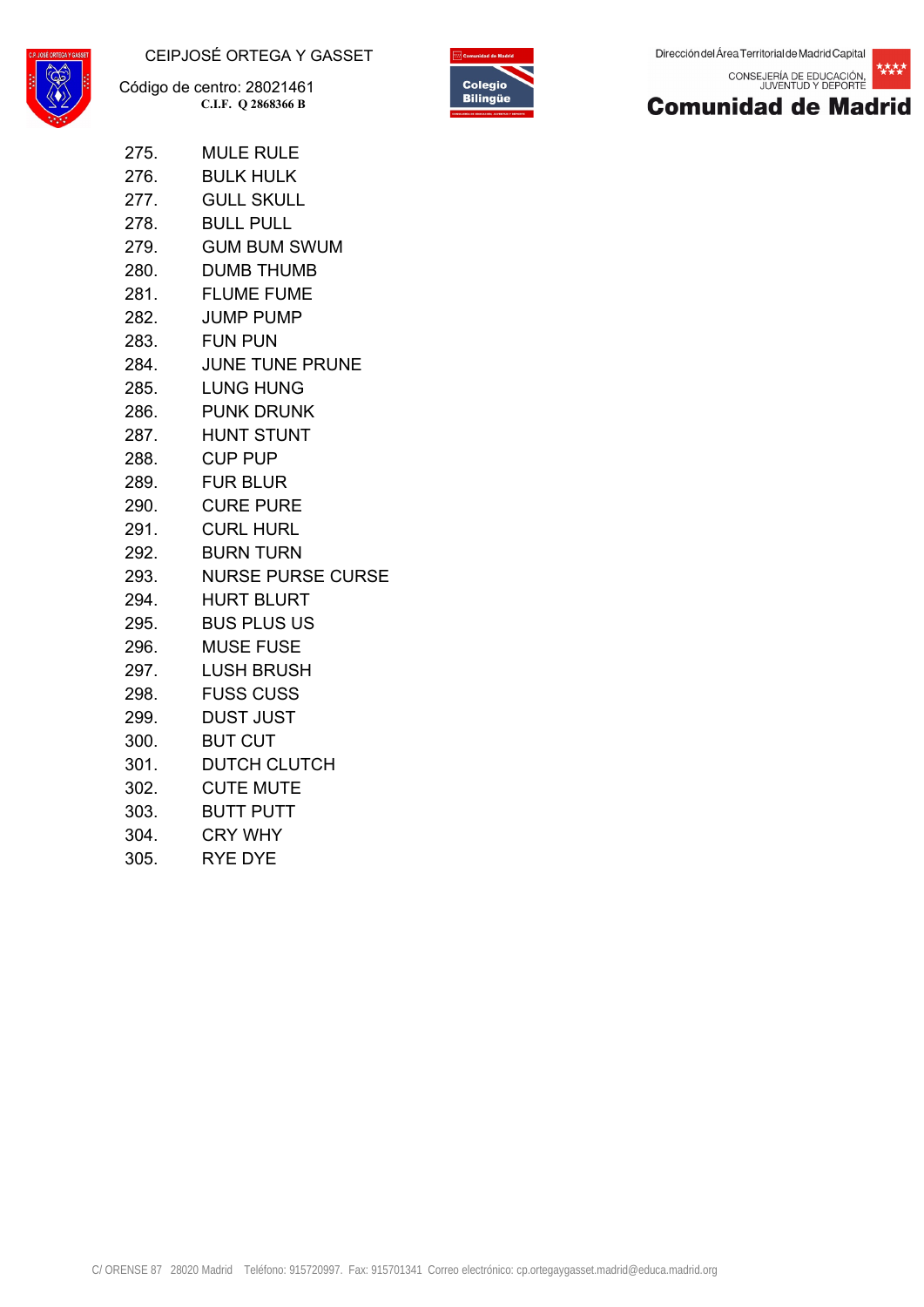275. MULE RULE
276. BULK HULK
277. GULL SKULL
278. BULL PULL
279. GUM BUM SWUM
280. DUMB THUMB
281. FLUME FUME
282. JUMP PUMP
283. FUN PUN
284. JUNE TUNE PRUNE
285. LUNG HUNG
286. PUNK DRUNK
287. HUNT STUNT
288. CUP PUP
289. FUR BLUR
290. CURE PURE
291. CURL HURL
292. BURN TURN
293. NURSE PURSE CURSE
294. HURT BLURT
295. BUS PLUS US
296. MUSE FUSE
297. LUSH BRUSH
298. FUSS CUSS
299. DUST JUST
300. BUT CUT
301. DUTCH CLUTCH
302. CUTE MUTE
303. BUTT PUTT
304. CRY WHY
305. RYE DYE